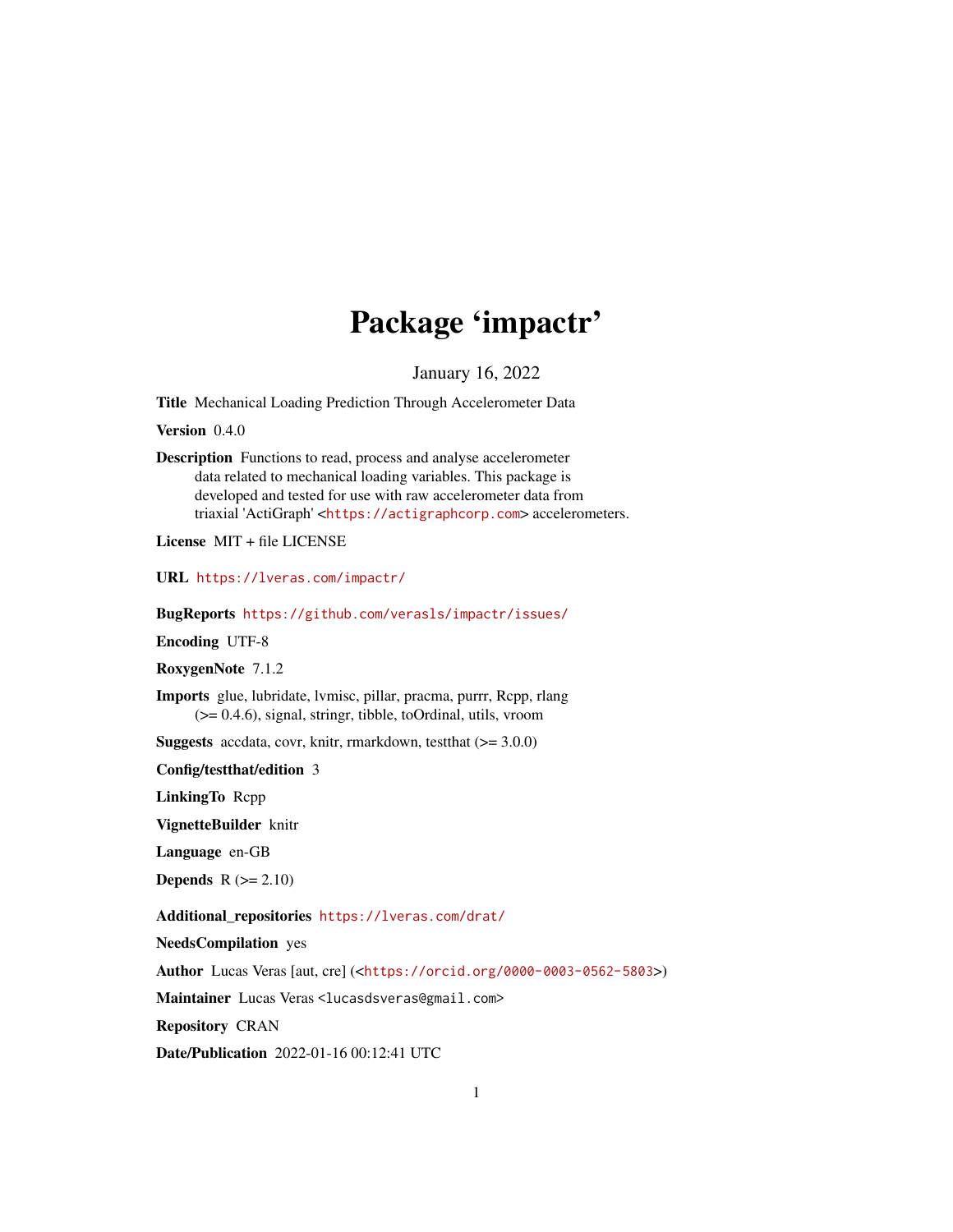# Package 'impactr'

January 16, 2022

**Title** Mechanical Loading Prediction Through Accelerometer Data

**Version** 0.4.0

**Description** Functions to read, process and analyse accelerometer data related to mechanical loading variables. This package is developed and tested for use with raw accelerometer data from triaxial 'ActiGraph' <https://actigraphcorp.com> accelerometers.

**License** MIT + file LICENSE

**URL** https://lveras.com/impactr/

**BugReports** https://github.com/verasls/impactr/issues/

**Encoding** UTF-8

**RoxygenNote** 7.1.2

**Imports** glue, lubridate, lvmisc, pillar, pracma, purrr, Rcpp, rlang (>= 0.4.6), signal, stringr, tibble, toOrdinal, utils, vroom

**Suggests** accdata, covr, knitr, rmarkdown, testthat (>= 3.0.0)

**Config/testthat/edition** 3

**LinkingTo** Rcpp

**VignetteBuilder** knitr

**Language** en-GB

**Depends** R (>= 2.10)

**Additional_repositories** https://lveras.com/drat/

**NeedsCompilation** yes

**Author** Lucas Veras [aut, cre] (<https://orcid.org/0000-0003-0562-5803>)

**Maintainer** Lucas Veras <lucasdsveras@gmail.com>

**Repository** CRAN

**Date/Publication** 2022-01-16 00:12:41 UTC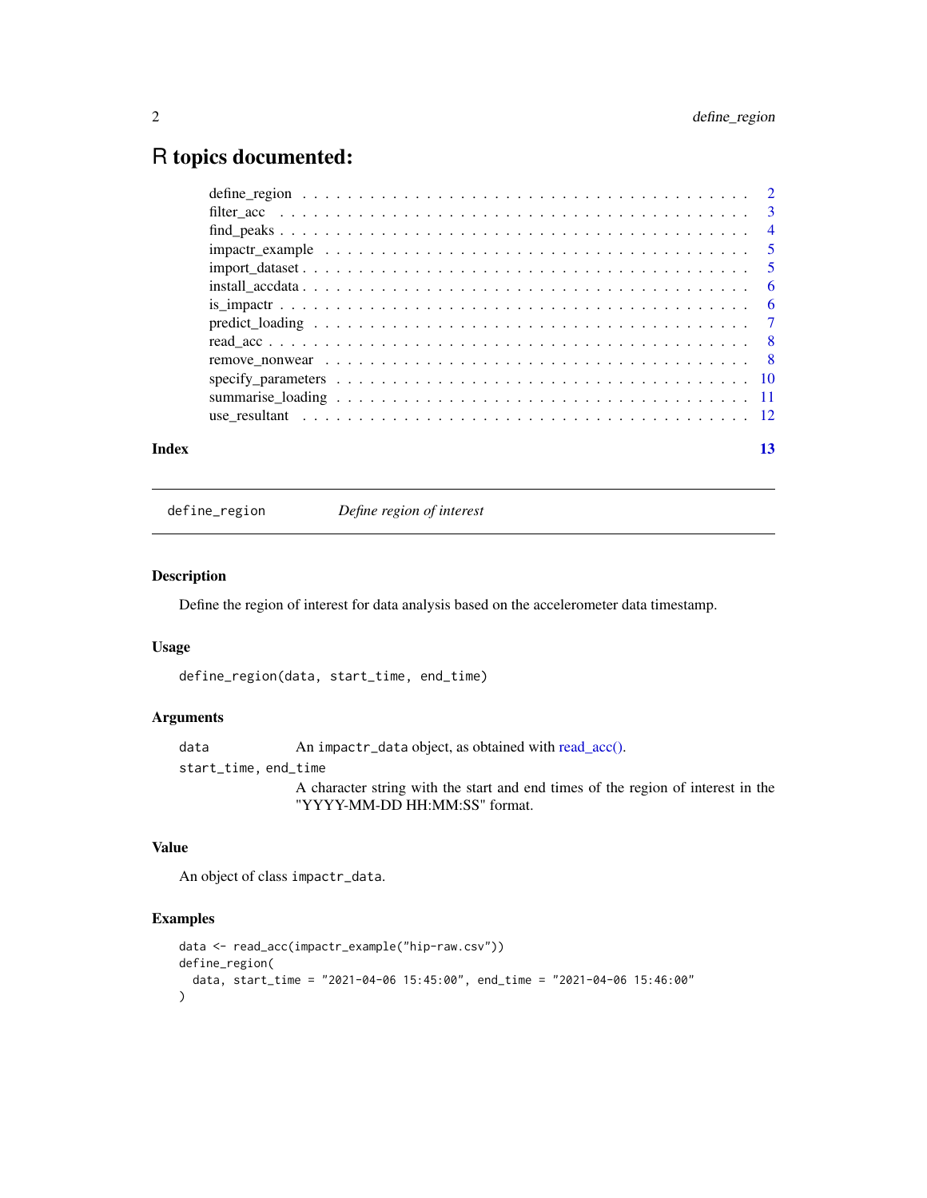# R topics documented:

| | |
|---|---|
| define_region | 2 |
| filter_acc | 3 |
| find_peaks | 4 |
| impactr_example | 5 |
| import_dataset | 5 |
| install_accdata | 6 |
| is_impactr | 6 |
| predict_loading | 7 |
| read_acc | 8 |
| remove_nonwear | 8 |
| specify_parameters | 10 |
| summarise_loading | 11 |
| use_resultant | 12 |
| **Index** | **13** |

---

## define_region — *Define region of interest*

### Description

Define the region of interest for data analysis based on the accelerometer data timestamp.

### Usage

```
define_region(data, start_time, end_time)
```

### Arguments

| | |
|---|---|
| `data` | An `impactr_data` object, as obtained with read_acc(). |
| `start_time, end_time` | A character string with the start and end times of the region of interest in the "YYYY-MM-DD HH:MM:SS" format. |

### Value

An object of class `impactr_data`.

### Examples

```
data <- read_acc(impactr_example("hip-raw.csv"))
define_region(
  data, start_time = "2021-04-06 15:45:00", end_time = "2021-04-06 15:46:00"
)
```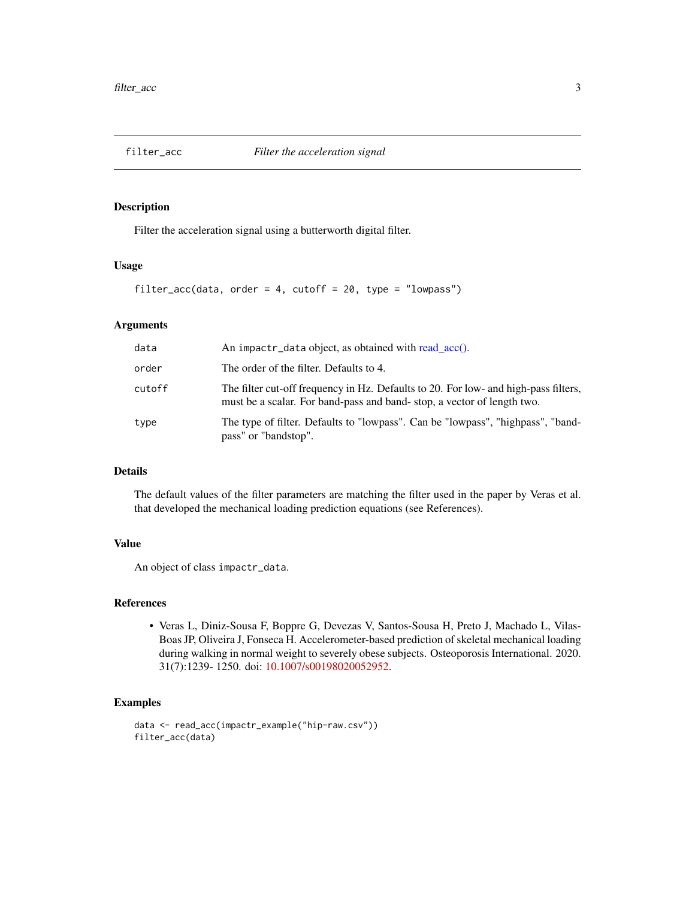# filter_acc — *Filter the acceleration signal*

## Description

Filter the acceleration signal using a butterworth digital filter.

## Usage

```
filter_acc(data, order = 4, cutoff = 20, type = "lowpass")
```

## Arguments

| | |
|---|---|
| data | An impactr_data object, as obtained with read_acc(). |
| order | The order of the filter. Defaults to 4. |
| cutoff | The filter cut-off frequency in Hz. Defaults to 20. For low- and high-pass filters, must be a scalar. For band-pass and band- stop, a vector of length two. |
| type | The type of filter. Defaults to "lowpass". Can be "lowpass", "highpass", "bandpass" or "bandstop". |

## Details

The default values of the filter parameters are matching the filter used in the paper by Veras et al. that developed the mechanical loading prediction equations (see References).

## Value

An object of class impactr_data.

## References

- Veras L, Diniz-Sousa F, Boppre G, Devezas V, Santos-Sousa H, Preto J, Machado L, Vilas-Boas JP, Oliveira J, Fonseca H. Accelerometer-based prediction of skeletal mechanical loading during walking in normal weight to severely obese subjects. Osteoporosis International. 2020. 31(7):1239- 1250. doi: 10.1007/s00198020052952.

## Examples

```
data <- read_acc(impactr_example("hip-raw.csv"))
filter_acc(data)
```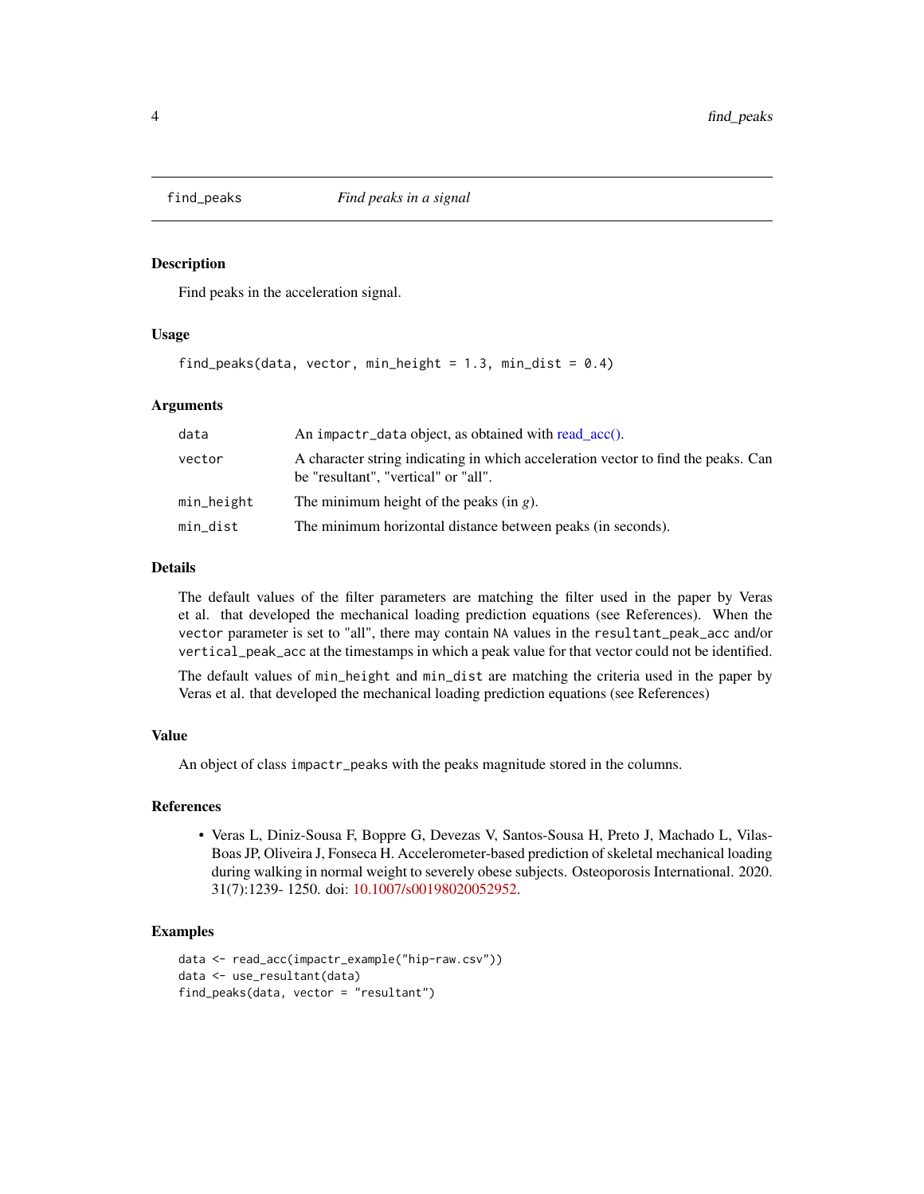## find_peaks — *Find peaks in a signal*

### Description

Find peaks in the acceleration signal.

### Usage

```
find_peaks(data, vector, min_height = 1.3, min_dist = 0.4)
```

### Arguments

| | |
|---|---|
| `data` | An `impactr_data` object, as obtained with read_acc(). |
| `vector` | A character string indicating in which acceleration vector to find the peaks. Can be "resultant", "vertical" or "all". |
| `min_height` | The minimum height of the peaks (in *g*). |
| `min_dist` | The minimum horizontal distance between peaks (in seconds). |

### Details

The default values of the filter parameters are matching the filter used in the paper by Veras et al. that developed the mechanical loading prediction equations (see References). When the `vector` parameter is set to "all", there may contain `NA` values in the `resultant_peak_acc` and/or `vertical_peak_acc` at the timestamps in which a peak value for that vector could not be identified.

The default values of `min_height` and `min_dist` are matching the criteria used in the paper by Veras et al. that developed the mechanical loading prediction equations (see References)

### Value

An object of class `impactr_peaks` with the peaks magnitude stored in the columns.

### References

- Veras L, Diniz-Sousa F, Boppre G, Devezas V, Santos-Sousa H, Preto J, Machado L, Vilas-Boas JP, Oliveira J, Fonseca H. Accelerometer-based prediction of skeletal mechanical loading during walking in normal weight to severely obese subjects. Osteoporosis International. 2020. 31(7):1239- 1250. doi: 10.1007/s00198020052952.

### Examples

```
data <- read_acc(impactr_example("hip-raw.csv"))
data <- use_resultant(data)
find_peaks(data, vector = "resultant")
```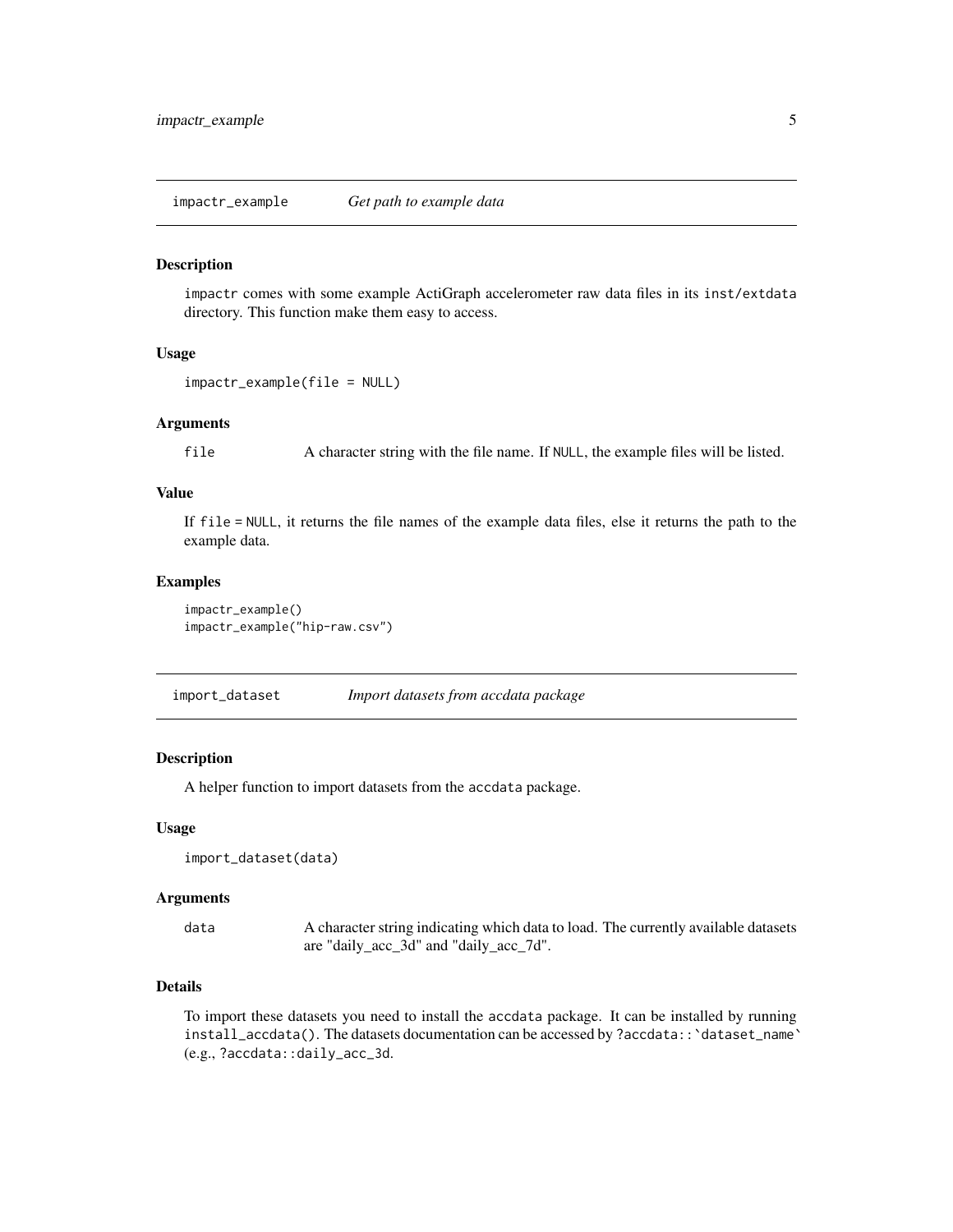## impactr_example — *Get path to example data*

### Description

impactr comes with some example ActiGraph accelerometer raw data files in its inst/extdata directory. This function make them easy to access.

### Usage

```
impactr_example(file = NULL)
```

### Arguments

| | |
|---|---|
| file | A character string with the file name. If NULL, the example files will be listed. |

### Value

If file = NULL, it returns the file names of the example data files, else it returns the path to the example data.

### Examples

```
impactr_example()
impactr_example("hip-raw.csv")
```

## import_dataset — *Import datasets from accdata package*

### Description

A helper function to import datasets from the accdata package.

### Usage

```
import_dataset(data)
```

### Arguments

| | |
|---|---|
| data | A character string indicating which data to load. The currently available datasets are "daily_acc_3d" and "daily_acc_7d". |

### Details

To import these datasets you need to install the accdata package. It can be installed by running install_accdata(). The datasets documentation can be accessed by ?accdata::`dataset_name` (e.g., ?accdata::daily_acc_3d.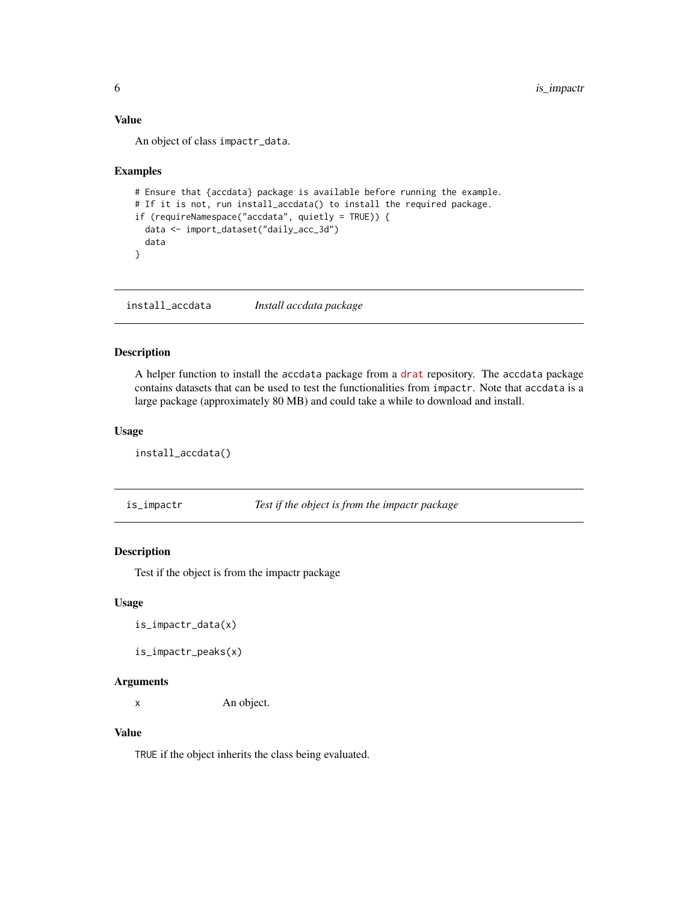### Value

An object of class `impactr_data`.

### Examples

```
# Ensure that {accdata} package is available before running the example.
# If it is not, run install_accdata() to install the required package.
if (requireNamespace("accdata", quietly = TRUE)) {
  data <- import_dataset("daily_acc_3d")
  data
}
```

## install_accdata — *Install accdata package*

### Description

A helper function to install the `accdata` package from a drat repository. The `accdata` package contains datasets that can be used to test the functionalities from `impactr`. Note that `accdata` is a large package (approximately 80 MB) and could take a while to download and install.

### Usage

```
install_accdata()
```

## is_impactr — *Test if the object is from the impactr package*

### Description

Test if the object is from the impactr package

### Usage

```
is_impactr_data(x)

is_impactr_peaks(x)
```

### Arguments

| | |
|---|---|
| x | An object. |

### Value

`TRUE` if the object inherits the class being evaluated.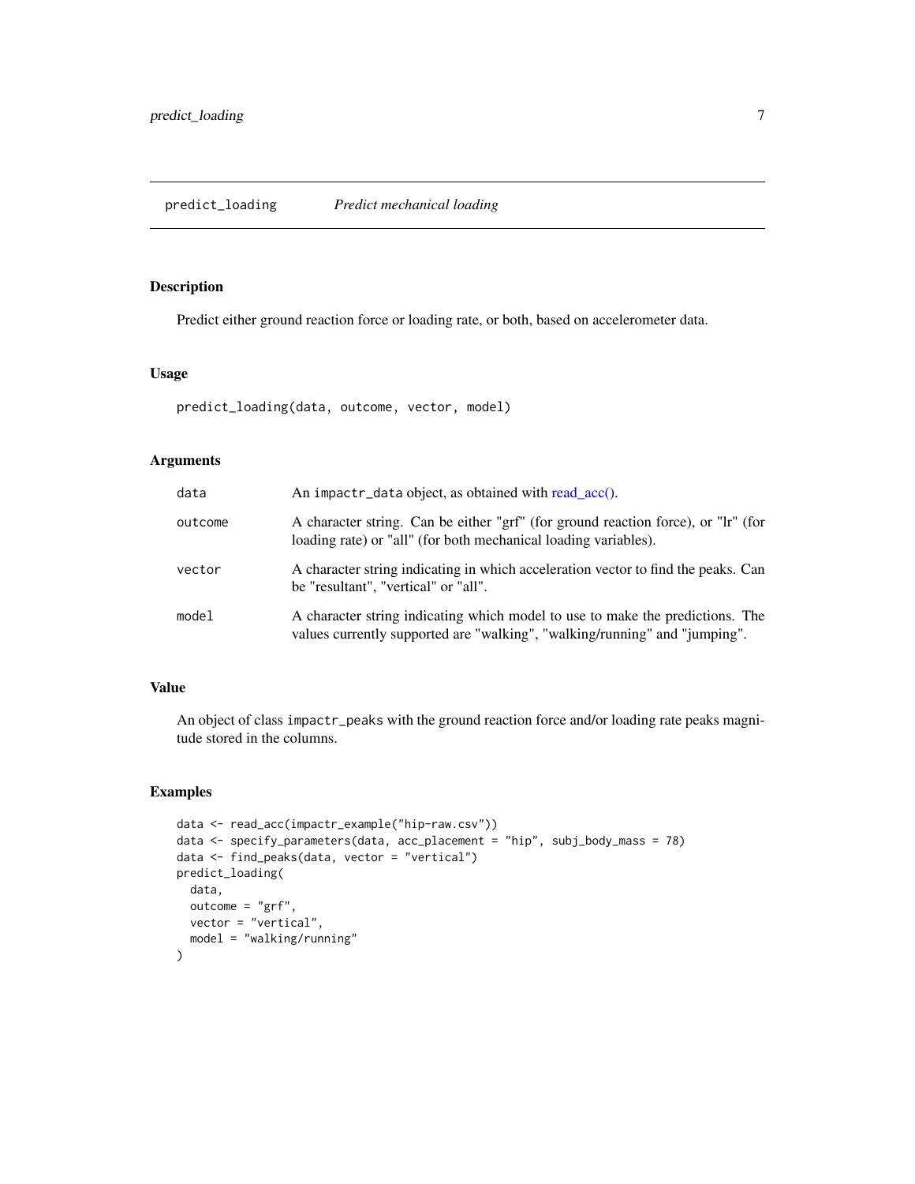## predict_loading *Predict mechanical loading*

### Description

Predict either ground reaction force or loading rate, or both, based on accelerometer data.

### Usage

```
predict_loading(data, outcome, vector, model)
```

### Arguments

| | |
|---|---|
| data | An impactr_data object, as obtained with read_acc(). |
| outcome | A character string. Can be either "grf" (for ground reaction force), or "lr" (for loading rate) or "all" (for both mechanical loading variables). |
| vector | A character string indicating in which acceleration vector to find the peaks. Can be "resultant", "vertical" or "all". |
| model | A character string indicating which model to use to make the predictions. The values currently supported are "walking", "walking/running" and "jumping". |

### Value

An object of class impactr_peaks with the ground reaction force and/or loading rate peaks magnitude stored in the columns.

### Examples

```
data <- read_acc(impactr_example("hip-raw.csv"))
data <- specify_parameters(data, acc_placement = "hip", subj_body_mass = 78)
data <- find_peaks(data, vector = "vertical")
predict_loading(
  data,
  outcome = "grf",
  vector = "vertical",
  model = "walking/running"
)
```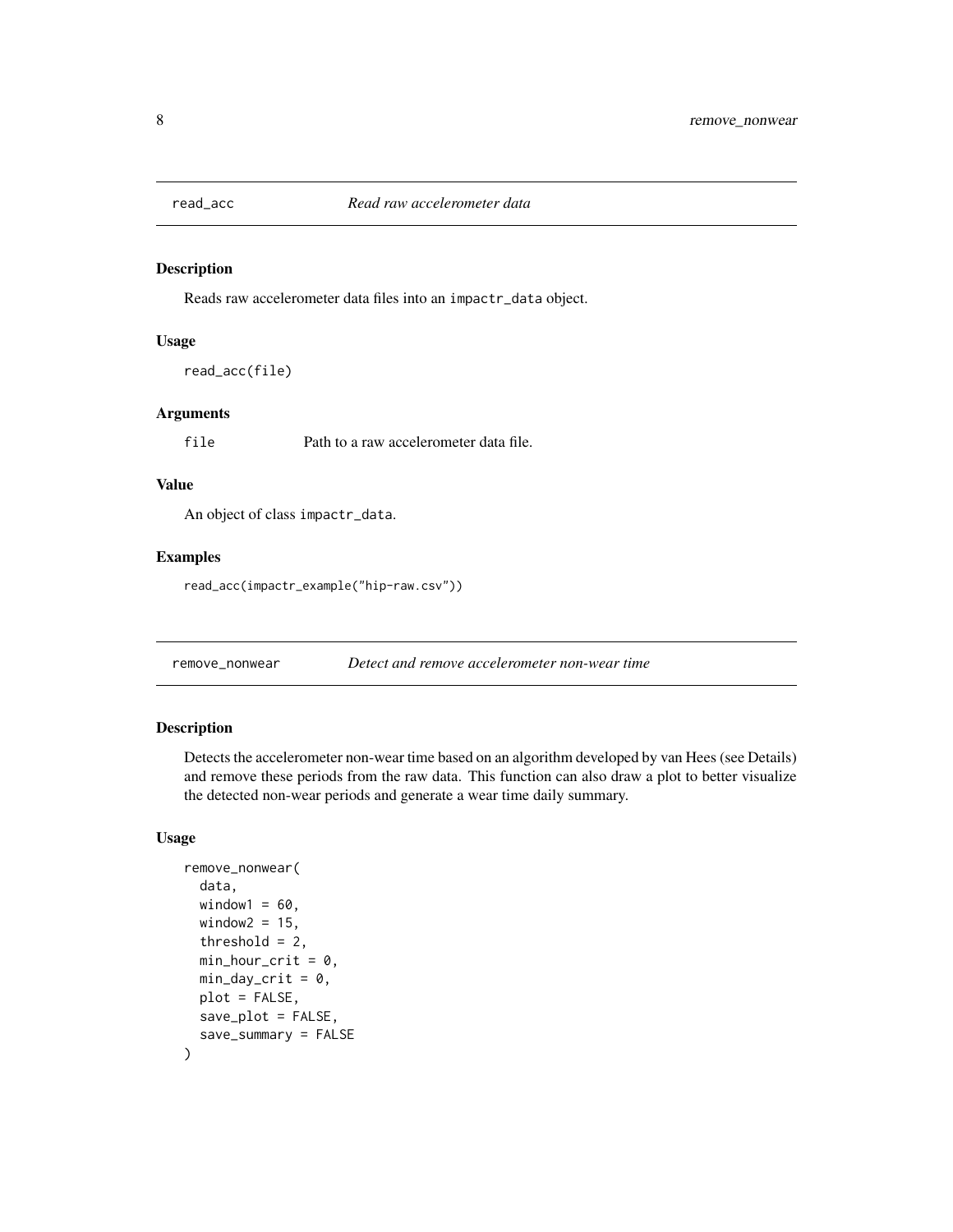## read_acc *Read raw accelerometer data*

### Description

Reads raw accelerometer data files into an impactr_data object.

### Usage

```
read_acc(file)
```

### Arguments

file Path to a raw accelerometer data file.

### Value

An object of class impactr_data.

### Examples

```
read_acc(impactr_example("hip-raw.csv"))
```

## remove_nonwear *Detect and remove accelerometer non-wear time*

### Description

Detects the accelerometer non-wear time based on an algorithm developed by van Hees (see Details) and remove these periods from the raw data. This function can also draw a plot to better visualize the detected non-wear periods and generate a wear time daily summary.

### Usage

```
remove_nonwear(
  data,
  window1 = 60,
  window2 = 15,
  threshold = 2,
  min_hour_crit = 0,
  min_day_crit = 0,
  plot = FALSE,
  save_plot = FALSE,
  save_summary = FALSE
)
```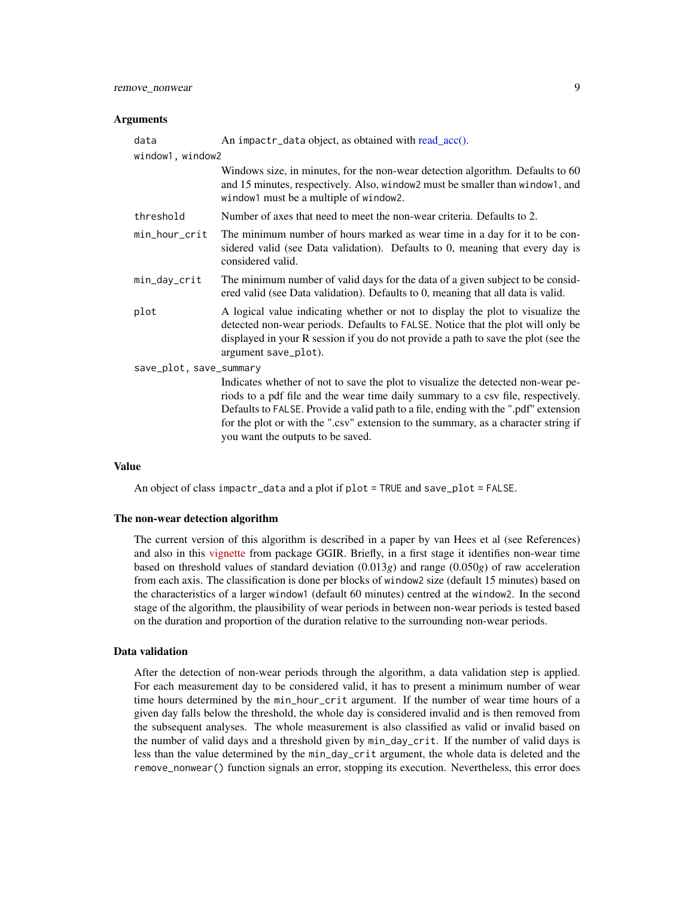### Arguments

| | |
|---|---|
| `data` | An `impactr_data` object, as obtained with read_acc(). |
| `window1, window2` | Windows size, in minutes, for the non-wear detection algorithm. Defaults to 60 and 15 minutes, respectively. Also, `window2` must be smaller than `window1`, and `window1` must be a multiple of `window2`. |
| `threshold` | Number of axes that need to meet the non-wear criteria. Defaults to 2. |
| `min_hour_crit` | The minimum number of hours marked as wear time in a day for it to be considered valid (see Data validation). Defaults to 0, meaning that every day is considered valid. |
| `min_day_crit` | The minimum number of valid days for the data of a given subject to be considered valid (see Data validation). Defaults to 0, meaning that all data is valid. |
| `plot` | A logical value indicating whether or not to display the plot to visualize the detected non-wear periods. Defaults to `FALSE`. Notice that the plot will only be displayed in your R session if you do not provide a path to save the plot (see the argument `save_plot`). |
| `save_plot, save_summary` | Indicates whether of not to save the plot to visualize the detected non-wear periods to a pdf file and the wear time daily summary to a csv file, respectively. Defaults to `FALSE`. Provide a valid path to a file, ending with the ".pdf" extension for the plot or with the ".csv" extension to the summary, as a character string if you want the outputs to be saved. |

### Value

An object of class `impactr_data` and a plot if `plot = TRUE` and `save_plot = FALSE`.

### The non-wear detection algorithm

The current version of this algorithm is described in a paper by van Hees et al (see References) and also in this vignette from package GGIR. Briefly, in a first stage it identifies non-wear time based on threshold values of standard deviation (0.013*g*) and range (0.050*g*) of raw acceleration from each axis. The classification is done per blocks of `window2` size (default 15 minutes) based on the characteristics of a larger `window1` (default 60 minutes) centred at the `window2`. In the second stage of the algorithm, the plausibility of wear periods in between non-wear periods is tested based on the duration and proportion of the duration relative to the surrounding non-wear periods.

### Data validation

After the detection of non-wear periods through the algorithm, a data validation step is applied. For each measurement day to be considered valid, it has to present a minimum number of wear time hours determined by the `min_hour_crit` argument. If the number of wear time hours of a given day falls below the threshold, the whole day is considered invalid and is then removed from the subsequent analyses. The whole measurement is also classified as valid or invalid based on the number of valid days and a threshold given by `min_day_crit`. If the number of valid days is less than the value determined by the `min_day_crit` argument, the whole data is deleted and the `remove_nonwear()` function signals an error, stopping its execution. Nevertheless, this error does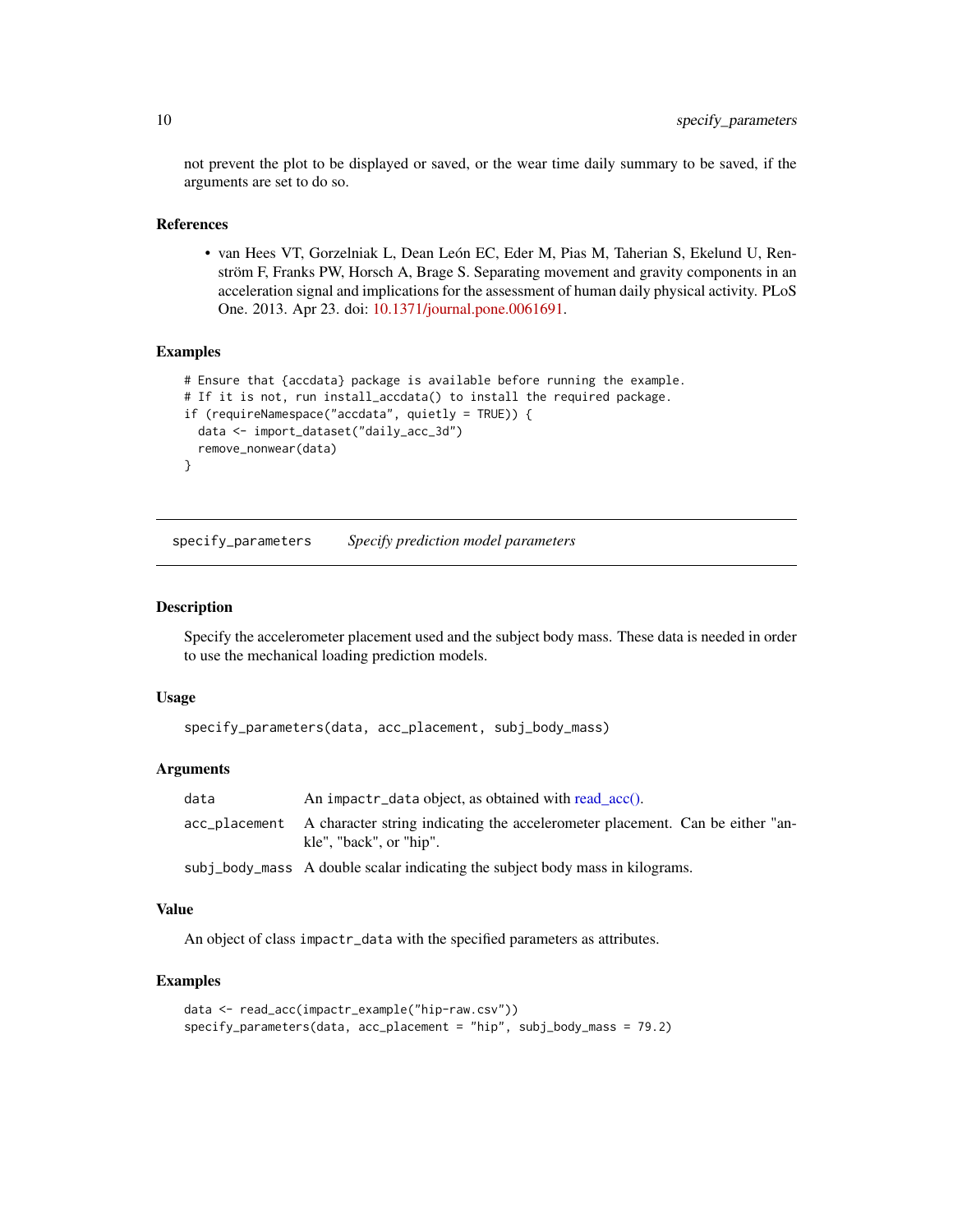not prevent the plot to be displayed or saved, or the wear time daily summary to be saved, if the arguments are set to do so.

### References

- van Hees VT, Gorzelniak L, Dean León EC, Eder M, Pias M, Taherian S, Ekelund U, Renström F, Franks PW, Horsch A, Brage S. Separating movement and gravity components in an acceleration signal and implications for the assessment of human daily physical activity. PLoS One. 2013. Apr 23. doi: 10.1371/journal.pone.0061691.

### Examples

```
# Ensure that {accdata} package is available before running the example.
# If it is not, run install_accdata() to install the required package.
if (requireNamespace("accdata", quietly = TRUE)) {
  data <- import_dataset("daily_acc_3d")
  remove_nonwear(data)
}
```

---

## specify_parameters    *Specify prediction model parameters*

### Description

Specify the accelerometer placement used and the subject body mass. These data is needed in order to use the mechanical loading prediction models.

### Usage

```
specify_parameters(data, acc_placement, subj_body_mass)
```

### Arguments

| | |
|---|---|
| `data` | An `impactr_data` object, as obtained with read_acc(). |
| `acc_placement` | A character string indicating the accelerometer placement. Can be either "ankle", "back", or "hip". |
| `subj_body_mass` | A double scalar indicating the subject body mass in kilograms. |

### Value

An object of class `impactr_data` with the specified parameters as attributes.

### Examples

```
data <- read_acc(impactr_example("hip-raw.csv"))
specify_parameters(data, acc_placement = "hip", subj_body_mass = 79.2)
```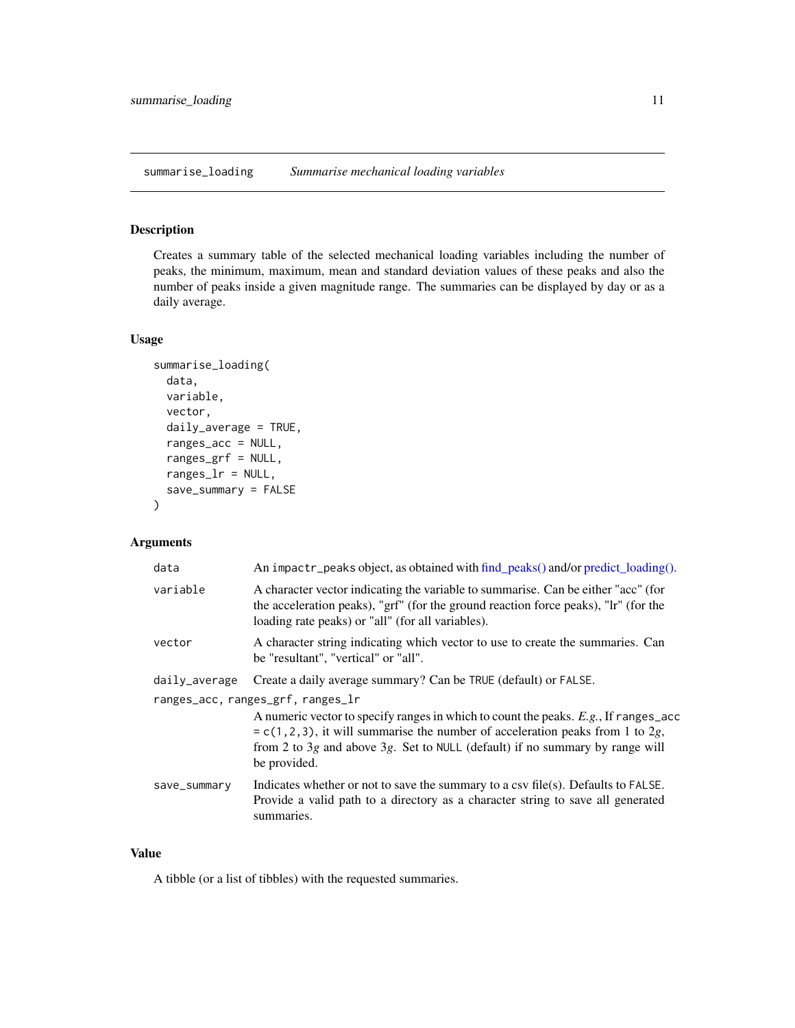## summarise_loading *Summarise mechanical loading variables*

### Description

Creates a summary table of the selected mechanical loading variables including the number of peaks, the minimum, maximum, mean and standard deviation values of these peaks and also the number of peaks inside a given magnitude range. The summaries can be displayed by day or as a daily average.

### Usage

```
summarise_loading(
  data,
  variable,
  vector,
  daily_average = TRUE,
  ranges_acc = NULL,
  ranges_grf = NULL,
  ranges_lr = NULL,
  save_summary = FALSE
)
```

### Arguments

| Argument | Description |
|---|---|
| `data` | An `impactr_peaks` object, as obtained with find_peaks() and/or predict_loading(). |
| `variable` | A character vector indicating the variable to summarise. Can be either "acc" (for the acceleration peaks), "grf" (for the ground reaction force peaks), "lr" (for the loading rate peaks) or "all" (for all variables). |
| `vector` | A character string indicating which vector to use to create the summaries. Can be "resultant", "vertical" or "all". |
| `daily_average` | Create a daily average summary? Can be `TRUE` (default) or `FALSE`. |
| `ranges_acc, ranges_grf, ranges_lr` | A numeric vector to specify ranges in which to count the peaks. *E.g.*, If `ranges_acc = c(1,2,3)`, it will summarise the number of acceleration peaks from 1 to 2*g*, from 2 to 3*g* and above 3*g*. Set to `NULL` (default) if no summary by range will be provided. |
| `save_summary` | Indicates whether or not to save the summary to a csv file(s). Defaults to `FALSE`. Provide a valid path to a directory as a character string to save all generated summaries. |

### Value

A tibble (or a list of tibbles) with the requested summaries.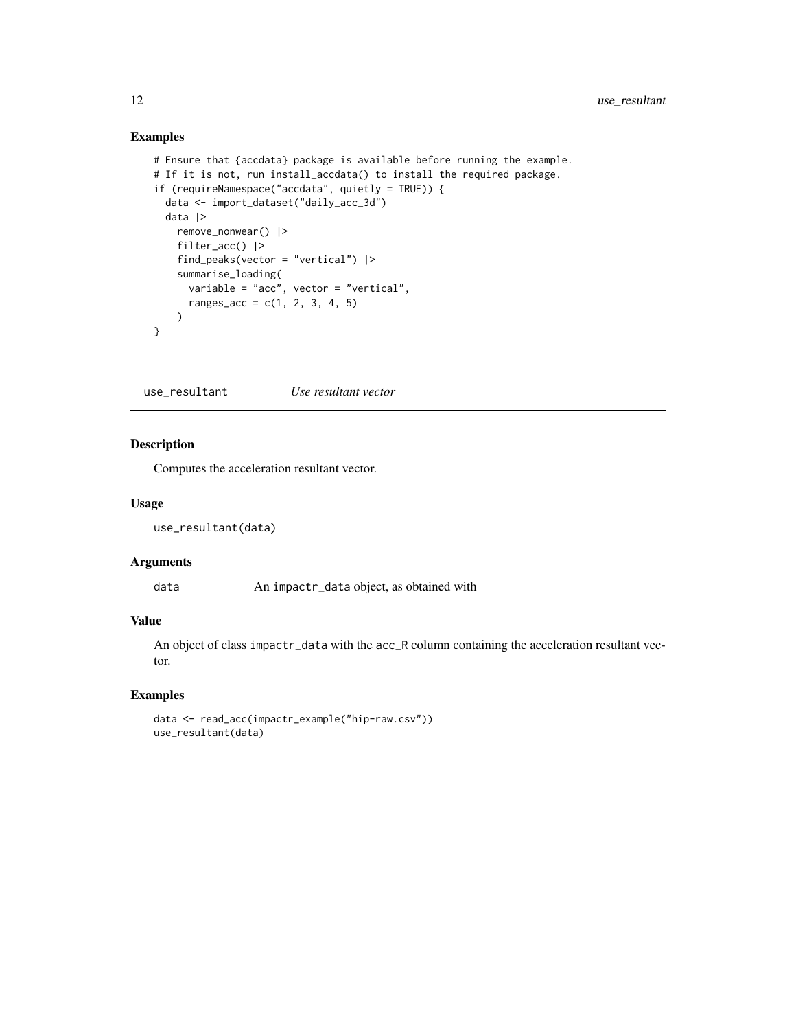## Examples

```
# Ensure that {accdata} package is available before running the example.
# If it is not, run install_accdata() to install the required package.
if (requireNamespace("accdata", quietly = TRUE)) {
  data <- import_dataset("daily_acc_3d")
  data |>
    remove_nonwear() |>
    filter_acc() |>
    find_peaks(vector = "vertical") |>
    summarise_loading(
      variable = "acc", vector = "vertical",
      ranges_acc = c(1, 2, 3, 4, 5)
    )
}
```

---

## use_resultant    *Use resultant vector*

### Description

Computes the acceleration resultant vector.

### Usage

```
use_resultant(data)
```

### Arguments

| | |
|---|---|
| data | An impactr_data object, as obtained with |

### Value

An object of class impactr_data with the acc_R column containing the acceleration resultant vector.

### Examples

```
data <- read_acc(impactr_example("hip-raw.csv"))
use_resultant(data)
```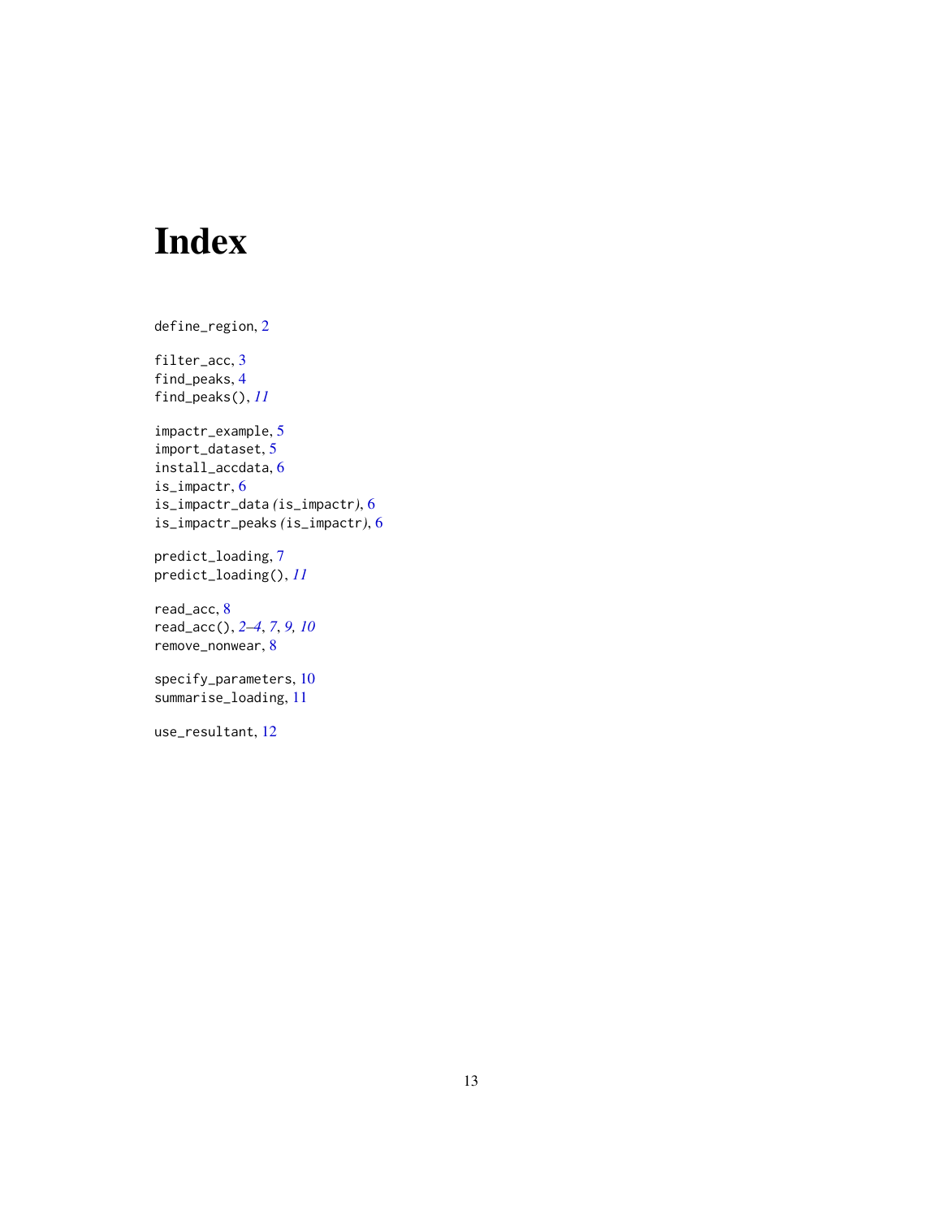# Index

define_region, 2

filter_acc, 3
find_peaks, 4
find_peaks(), *11*

impactr_example, 5
import_dataset, 5
install_accdata, 6
is_impactr, 6
is_impactr_data *(*is_impactr*)*, 6
is_impactr_peaks *(*is_impactr*)*, 6

predict_loading, 7
predict_loading(), *11*

read_acc, 8
read_acc(), *2–4*, *7*, *9*, *10*
remove_nonwear, 8

specify_parameters, 10
summarise_loading, 11

use_resultant, 12